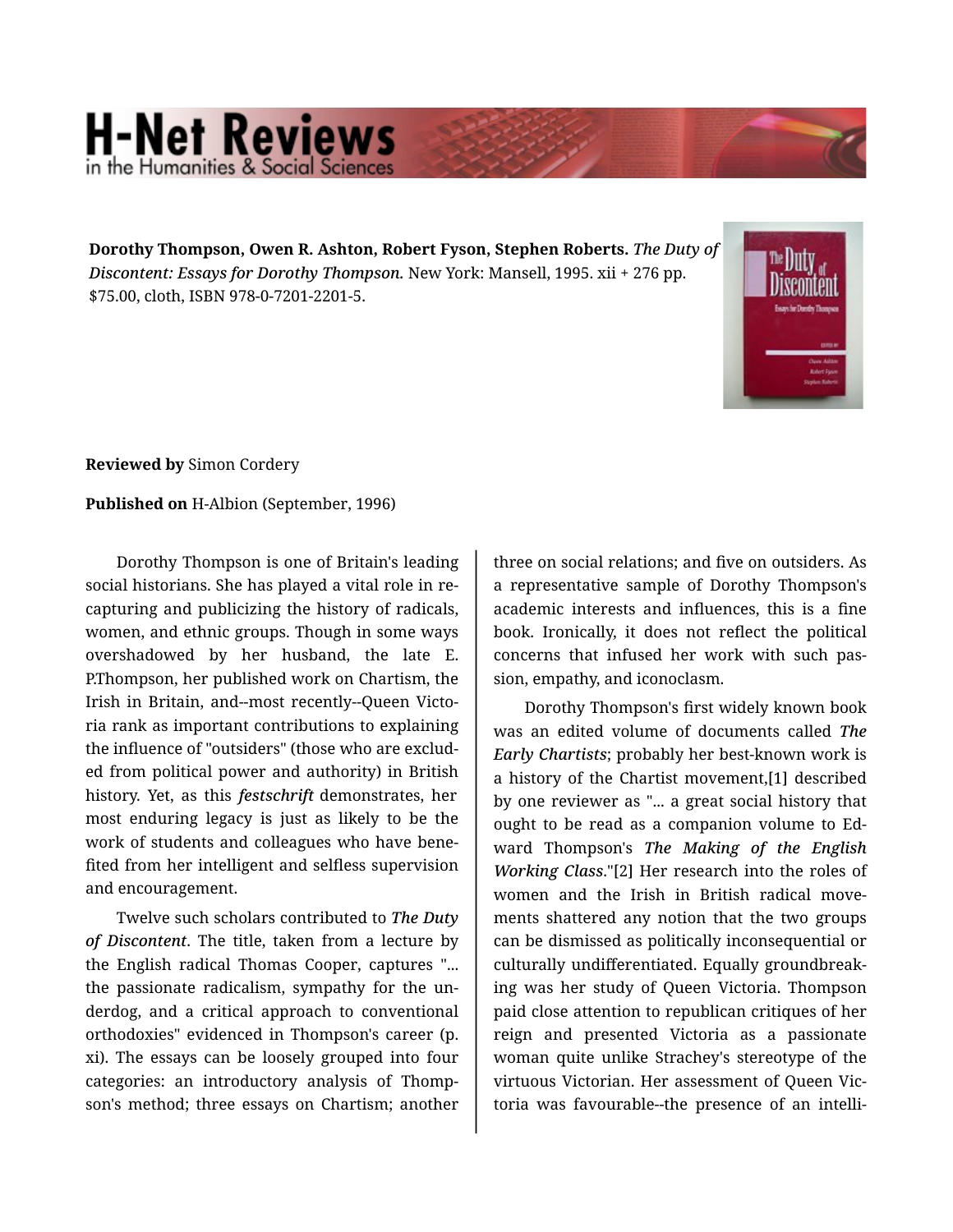**Dorothy Thompson, Owen R. Ashton, Robert Fyson, Stephen Roberts.** *The Duty of Discontent: Essays for Dorothy Thompson.* New York: Mansell, 1995. xii + 276 pp. $75.00, cloth, ISBN 978-0-7201-2201-5.

**Reviewed by** Simon Cordery

**Published on** H-Albion (September, 1996)

Dorothy Thompson is one of Britain's leading social historians. She has played a vital role in recapturing and publicizing the history of radicals, women, and ethnic groups. Though in some ways overshadowed by her husband, the late E. P.Thompson, her published work on Chartism, the Irish in Britain, and--most recently--Queen Victoria rank as important contributions to explaining the influence of "outsiders" (those who are excluded from political power and authority) in British history. Yet, as this *festschrift* demonstrates, her most enduring legacy is just as likely to be the work of students and colleagues who have benefited from her intelligent and selfless supervision and encouragement.

Twelve such scholars contributed to *The Duty of Discontent*. The title, taken from a lecture by the English radical Thomas Cooper, captures "... the passionate radicalism, sympathy for the underdog, and a critical approach to conventional orthodoxies" evidenced in Thompson's career (p. xi). The essays can be loosely grouped into four categories: an introductory analysis of Thompson's method; three essays on Chartism; another three on social relations; and five on outsiders. As a representative sample of Dorothy Thompson's academic interests and influences, this is a fine book. Ironically, it does not reflect the political concerns that infused her work with such passion, empathy, and iconoclasm.

Dorothy Thompson's first widely known book was an edited volume of documents called *The Early Chartists*; probably her best-known work is a history of the Chartist movement,[1] described by one reviewer as "... a great social history that ought to be read as a companion volume to Edward Thompson's *The Making of the English Working Class*."[2] Her research into the roles of women and the Irish in British radical movements shattered any notion that the two groups can be dismissed as politically inconsequential or culturally undifferentiated. Equally groundbreaking was her study of Queen Victoria. Thompson paid close attention to republican critiques of her reign and presented Victoria as a passionate woman quite unlike Strachey's stereotype of the virtuous Victorian. Her assessment of Queen Victoria was favourable--the presence of an intelli-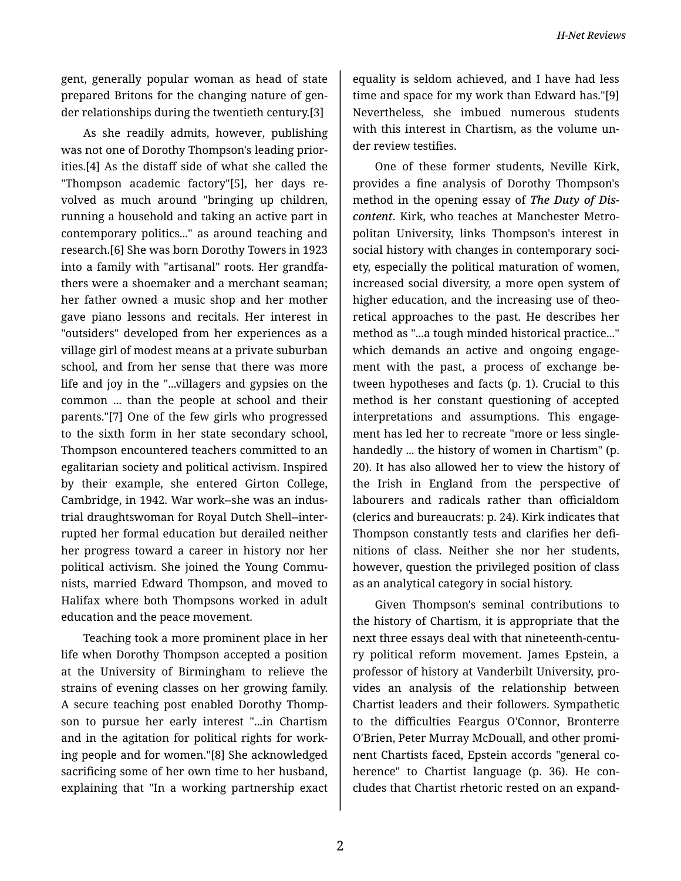gent, generally popular woman as head of state prepared Britons for the changing nature of gender relationships during the twentieth century.[3]

As she readily admits, however, publishing was not one of Dorothy Thompson's leading priorities.[4] As the distaff side of what she called the "Thompson academic factory"[5], her days revolved as much around "bringing up children, running a household and taking an active part in contemporary politics..." as around teaching and research.[6] She was born Dorothy Towers in 1923 into a family with "artisanal" roots. Her grandfathers were a shoemaker and a merchant seaman; her father owned a music shop and her mother gave piano lessons and recitals. Her interest in "outsiders" developed from her experiences as a village girl of modest means at a private suburban school, and from her sense that there was more life and joy in the "...villagers and gypsies on the common ... than the people at school and their parents."[7] One of the few girls who progressed to the sixth form in her state secondary school, Thompson encountered teachers committed to an egalitarian society and political activism. Inspired by their example, she entered Girton College, Cambridge, in 1942. War work--she was an industrial draughtswoman for Royal Dutch Shell--interrupted her formal education but derailed neither her progress toward a career in history nor her political activism. She joined the Young Communists, married Edward Thompson, and moved to Halifax where both Thompsons worked in adult education and the peace movement.

Teaching took a more prominent place in her life when Dorothy Thompson accepted a position at the University of Birmingham to relieve the strains of evening classes on her growing family. A secure teaching post enabled Dorothy Thompson to pursue her early interest "...in Chartism and in the agitation for political rights for working people and for women."[8] She acknowledged sacrificing some of her own time to her husband, explaining that "In a working partnership exact equality is seldom achieved, and I have had less time and space for my work than Edward has."[9] Nevertheless, she imbued numerous students with this interest in Chartism, as the volume under review testifies.

One of these former students, Neville Kirk, provides a fine analysis of Dorothy Thompson's method in the opening essay of ***The Duty of Discontent***. Kirk, who teaches at Manchester Metropolitan University, links Thompson's interest in social history with changes in contemporary society, especially the political maturation of women, increased social diversity, a more open system of higher education, and the increasing use of theoretical approaches to the past. He describes her method as "...a tough minded historical practice..." which demands an active and ongoing engagement with the past, a process of exchange between hypotheses and facts (p. 1). Crucial to this method is her constant questioning of accepted interpretations and assumptions. This engagement has led her to recreate "more or less single-handedly ... the history of women in Chartism" (p. 20). It has also allowed her to view the history of the Irish in England from the perspective of labourers and radicals rather than officialdom (clerics and bureaucrats: p. 24). Kirk indicates that Thompson constantly tests and clarifies her definitions of class. Neither she nor her students, however, question the privileged position of class as an analytical category in social history.

Given Thompson's seminal contributions to the history of Chartism, it is appropriate that the next three essays deal with that nineteenth-century political reform movement. James Epstein, a professor of history at Vanderbilt University, provides an analysis of the relationship between Chartist leaders and their followers. Sympathetic to the difficulties Feargus O'Connor, Bronterre O'Brien, Peter Murray McDouall, and other prominent Chartists faced, Epstein accords "general coherence" to Chartist language (p. 36). He concludes that Chartist rhetoric rested on an expand-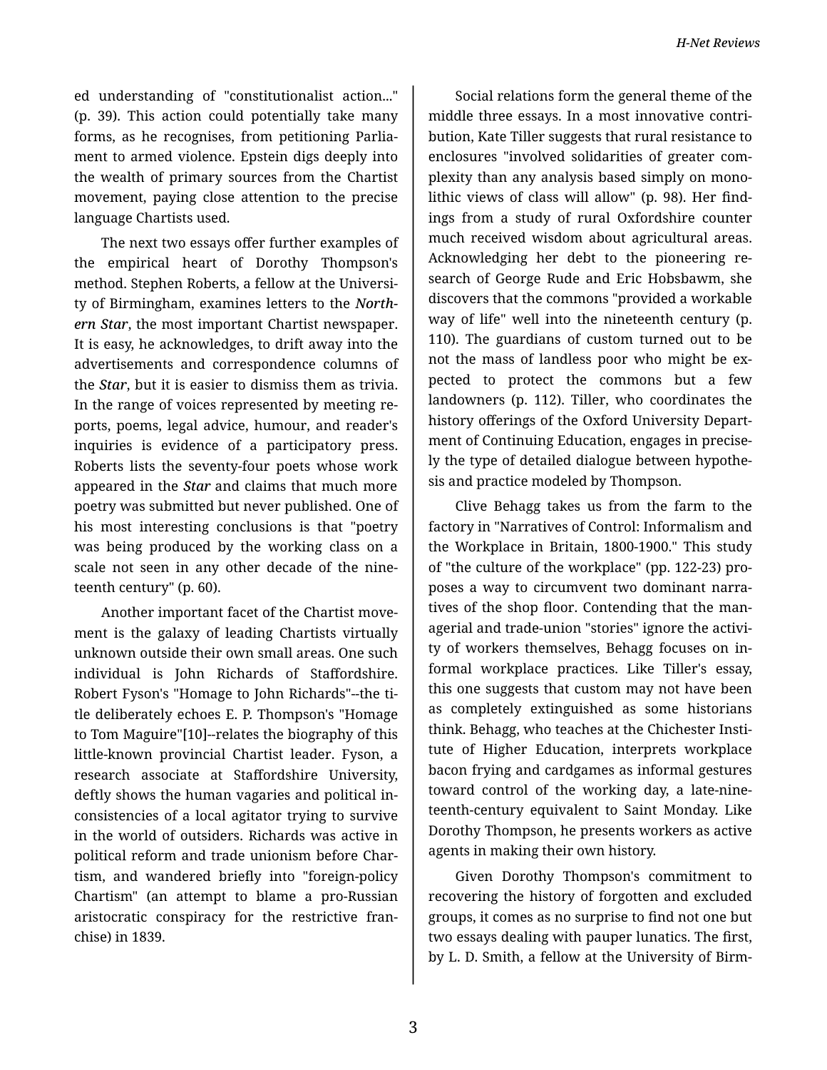ed understanding of "constitutionalist action..." (p. 39). This action could potentially take many forms, as he recognises, from petitioning Parliament to armed violence. Epstein digs deeply into the wealth of primary sources from the Chartist movement, paying close attention to the precise language Chartists used.

The next two essays offer further examples of the empirical heart of Dorothy Thompson's method. Stephen Roberts, a fellow at the University of Birmingham, examines letters to the *Northern Star*, the most important Chartist newspaper. It is easy, he acknowledges, to drift away into the advertisements and correspondence columns of the *Star*, but it is easier to dismiss them as trivia. In the range of voices represented by meeting reports, poems, legal advice, humour, and reader's inquiries is evidence of a participatory press. Roberts lists the seventy-four poets whose work appeared in the *Star* and claims that much more poetry was submitted but never published. One of his most interesting conclusions is that "poetry was being produced by the working class on a scale not seen in any other decade of the nineteenth century" (p. 60).

Another important facet of the Chartist movement is the galaxy of leading Chartists virtually unknown outside their own small areas. One such individual is John Richards of Staffordshire. Robert Fyson's "Homage to John Richards"--the title deliberately echoes E. P. Thompson's "Homage to Tom Maguire"[10]--relates the biography of this little-known provincial Chartist leader. Fyson, a research associate at Staffordshire University, deftly shows the human vagaries and political inconsistencies of a local agitator trying to survive in the world of outsiders. Richards was active in political reform and trade unionism before Chartism, and wandered briefly into "foreign-policy Chartism" (an attempt to blame a pro-Russian aristocratic conspiracy for the restrictive franchise) in 1839.

Social relations form the general theme of the middle three essays. In a most innovative contribution, Kate Tiller suggests that rural resistance to enclosures "involved solidarities of greater complexity than any analysis based simply on monolithic views of class will allow" (p. 98). Her findings from a study of rural Oxfordshire counter much received wisdom about agricultural areas. Acknowledging her debt to the pioneering research of George Rude and Eric Hobsbawm, she discovers that the commons "provided a workable way of life" well into the nineteenth century (p. 110). The guardians of custom turned out to be not the mass of landless poor who might be expected to protect the commons but a few landowners (p. 112). Tiller, who coordinates the history offerings of the Oxford University Department of Continuing Education, engages in precisely the type of detailed dialogue between hypothesis and practice modeled by Thompson.

Clive Behagg takes us from the farm to the factory in "Narratives of Control: Informalism and the Workplace in Britain, 1800-1900." This study of "the culture of the workplace" (pp. 122-23) proposes a way to circumvent two dominant narratives of the shop floor. Contending that the managerial and trade-union "stories" ignore the activity of workers themselves, Behagg focuses on informal workplace practices. Like Tiller's essay, this one suggests that custom may not have been as completely extinguished as some historians think. Behagg, who teaches at the Chichester Institute of Higher Education, interprets workplace bacon frying and cardgames as informal gestures toward control of the working day, a late-nineteenth-century equivalent to Saint Monday. Like Dorothy Thompson, he presents workers as active agents in making their own history.

Given Dorothy Thompson's commitment to recovering the history of forgotten and excluded groups, it comes as no surprise to find not one but two essays dealing with pauper lunatics. The first, by L. D. Smith, a fellow at the University of Birm-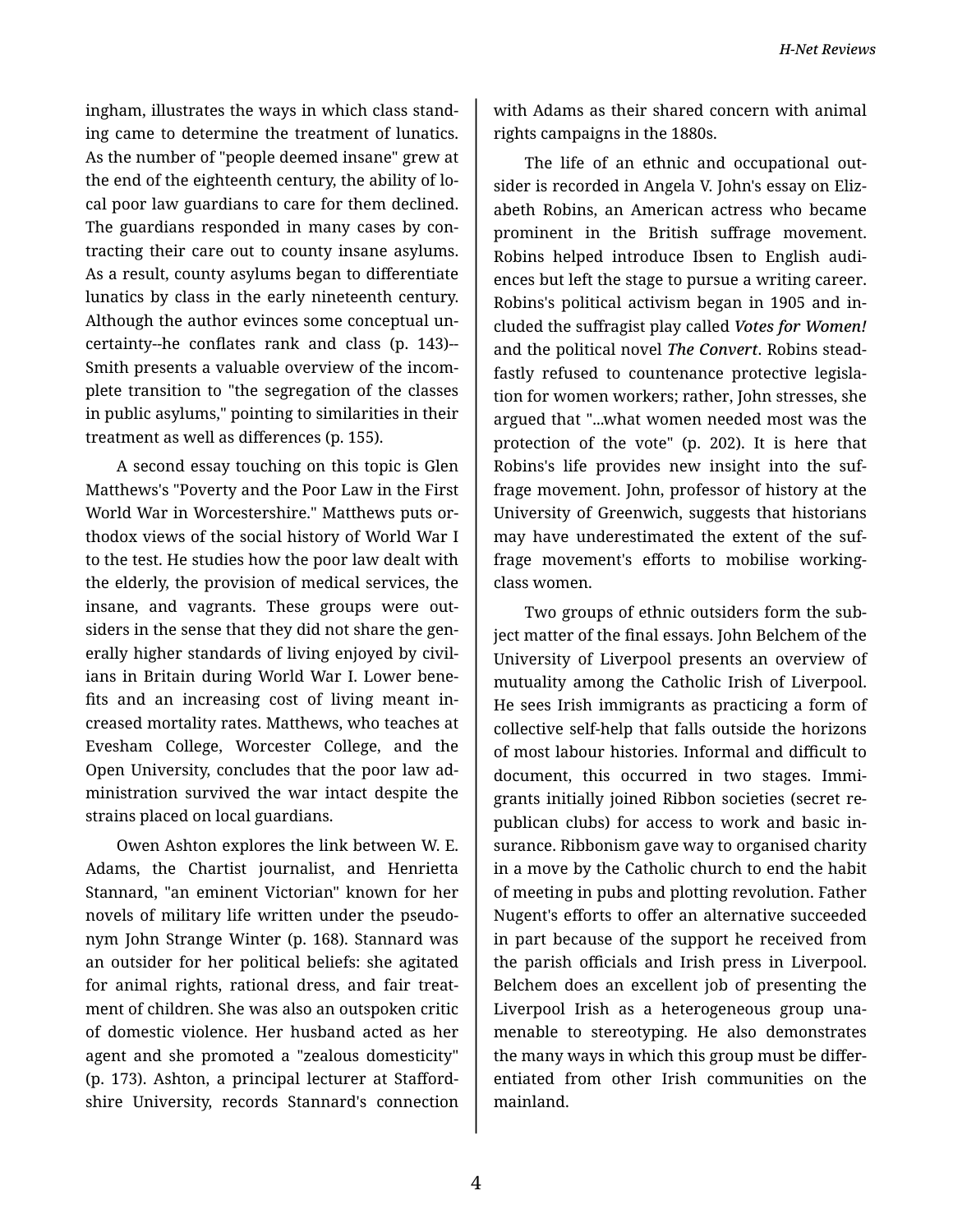ingham, illustrates the ways in which class standing came to determine the treatment of lunatics. As the number of "people deemed insane" grew at the end of the eighteenth century, the ability of local poor law guardians to care for them declined. The guardians responded in many cases by contracting their care out to county insane asylums. As a result, county asylums began to differentiate lunatics by class in the early nineteenth century. Although the author evinces some conceptual uncertainty--he conflates rank and class (p. 143)--Smith presents a valuable overview of the incomplete transition to "the segregation of the classes in public asylums," pointing to similarities in their treatment as well as differences (p. 155).

A second essay touching on this topic is Glen Matthews's "Poverty and the Poor Law in the First World War in Worcestershire." Matthews puts orthodox views of the social history of World War I to the test. He studies how the poor law dealt with the elderly, the provision of medical services, the insane, and vagrants. These groups were outsiders in the sense that they did not share the generally higher standards of living enjoyed by civilians in Britain during World War I. Lower benefits and an increasing cost of living meant increased mortality rates. Matthews, who teaches at Evesham College, Worcester College, and the Open University, concludes that the poor law administration survived the war intact despite the strains placed on local guardians.

Owen Ashton explores the link between W. E. Adams, the Chartist journalist, and Henrietta Stannard, "an eminent Victorian" known for her novels of military life written under the pseudonym John Strange Winter (p. 168). Stannard was an outsider for her political beliefs: she agitated for animal rights, rational dress, and fair treatment of children. She was also an outspoken critic of domestic violence. Her husband acted as her agent and she promoted a "zealous domesticity" (p. 173). Ashton, a principal lecturer at Staffordshire University, records Stannard's connection with Adams as their shared concern with animal rights campaigns in the 1880s.

The life of an ethnic and occupational outsider is recorded in Angela V. John's essay on Elizabeth Robins, an American actress who became prominent in the British suffrage movement. Robins helped introduce Ibsen to English audiences but left the stage to pursue a writing career. Robins's political activism began in 1905 and included the suffragist play called ***Votes for Women!*** and the political novel ***The Convert***. Robins steadfastly refused to countenance protective legislation for women workers; rather, John stresses, she argued that "...what women needed most was the protection of the vote" (p. 202). It is here that Robins's life provides new insight into the suffrage movement. John, professor of history at the University of Greenwich, suggests that historians may have underestimated the extent of the suffrage movement's efforts to mobilise working-class women.

Two groups of ethnic outsiders form the subject matter of the final essays. John Belchem of the University of Liverpool presents an overview of mutuality among the Catholic Irish of Liverpool. He sees Irish immigrants as practicing a form of collective self-help that falls outside the horizons of most labour histories. Informal and difficult to document, this occurred in two stages. Immigrants initially joined Ribbon societies (secret republican clubs) for access to work and basic insurance. Ribbonism gave way to organised charity in a move by the Catholic church to end the habit of meeting in pubs and plotting revolution. Father Nugent's efforts to offer an alternative succeeded in part because of the support he received from the parish officials and Irish press in Liverpool. Belchem does an excellent job of presenting the Liverpool Irish as a heterogeneous group unamenable to stereotyping. He also demonstrates the many ways in which this group must be differentiated from other Irish communities on the mainland.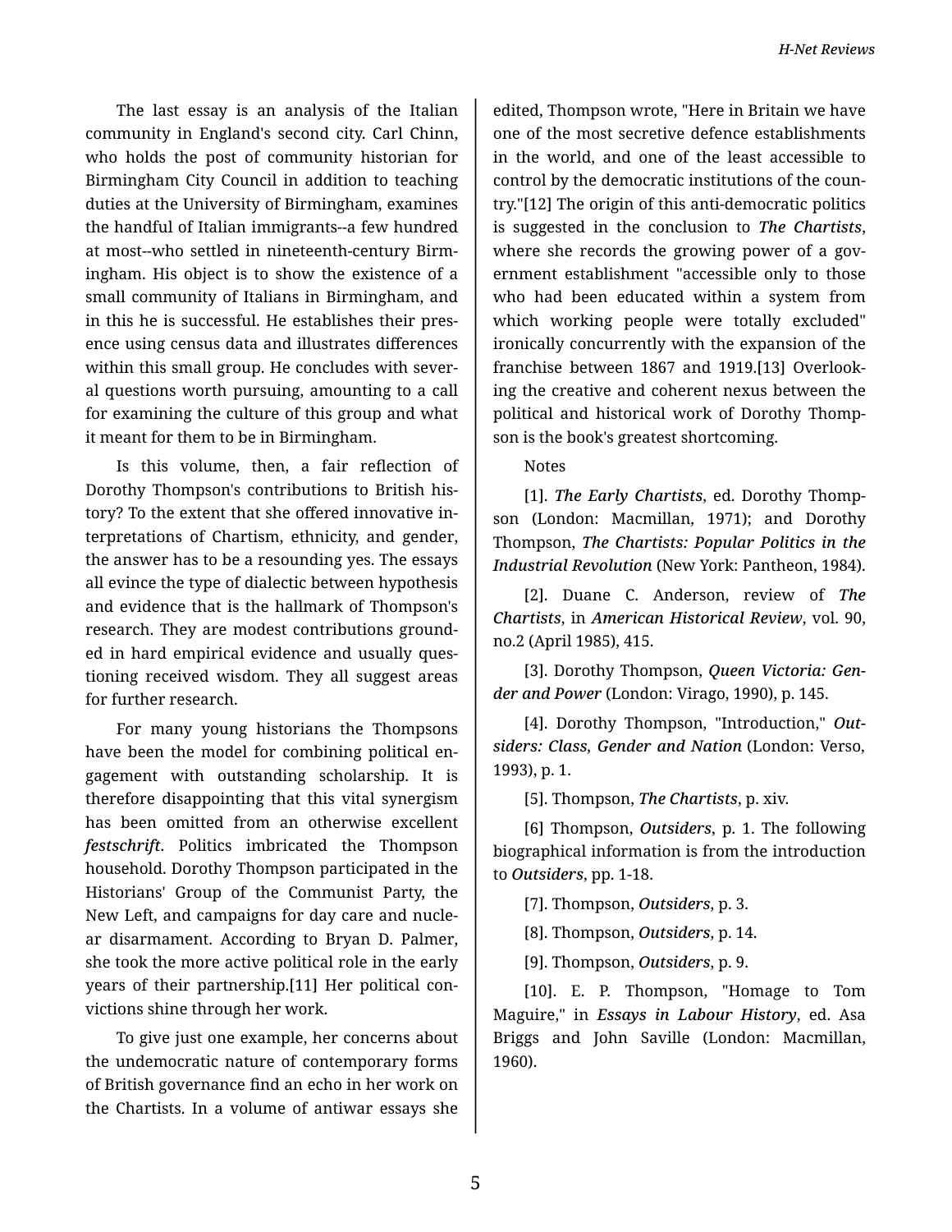The last essay is an analysis of the Italian community in England's second city. Carl Chinn, who holds the post of community historian for Birmingham City Council in addition to teaching duties at the University of Birmingham, examines the handful of Italian immigrants--a few hundred at most--who settled in nineteenth-century Birmingham. His object is to show the existence of a small community of Italians in Birmingham, and in this he is successful. He establishes their presence using census data and illustrates differences within this small group. He concludes with several questions worth pursuing, amounting to a call for examining the culture of this group and what it meant for them to be in Birmingham.

Is this volume, then, a fair reflection of Dorothy Thompson's contributions to British history? To the extent that she offered innovative interpretations of Chartism, ethnicity, and gender, the answer has to be a resounding yes. The essays all evince the type of dialectic between hypothesis and evidence that is the hallmark of Thompson's research. They are modest contributions grounded in hard empirical evidence and usually questioning received wisdom. They all suggest areas for further research.

For many young historians the Thompsons have been the model for combining political engagement with outstanding scholarship. It is therefore disappointing that this vital synergism has been omitted from an otherwise excellent *festschrift*. Politics imbricated the Thompson household. Dorothy Thompson participated in the Historians' Group of the Communist Party, the New Left, and campaigns for day care and nuclear disarmament. According to Bryan D. Palmer, she took the more active political role in the early years of their partnership.[11] Her political convictions shine through her work.

To give just one example, her concerns about the undemocratic nature of contemporary forms of British governance find an echo in her work on the Chartists. In a volume of antiwar essays she edited, Thompson wrote, "Here in Britain we have one of the most secretive defence establishments in the world, and one of the least accessible to control by the democratic institutions of the country."[12] The origin of this anti-democratic politics is suggested in the conclusion to *The Chartists*, where she records the growing power of a government establishment "accessible only to those who had been educated within a system from which working people were totally excluded" ironically concurrently with the expansion of the franchise between 1867 and 1919.[13] Overlooking the creative and coherent nexus between the political and historical work of Dorothy Thompson is the book's greatest shortcoming.

Notes

[1]. *The Early Chartists*, ed. Dorothy Thompson (London: Macmillan, 1971); and Dorothy Thompson, *The Chartists: Popular Politics in the Industrial Revolution* (New York: Pantheon, 1984).

[2]. Duane C. Anderson, review of *The Chartists*, in *American Historical Review*, vol. 90, no.2 (April 1985), 415.

[3]. Dorothy Thompson, *Queen Victoria: Gender and Power* (London: Virago, 1990), p. 145.

[4]. Dorothy Thompson, "Introduction," *Outsiders: Class, Gender and Nation* (London: Verso, 1993), p. 1.

[5]. Thompson, *The Chartists*, p. xiv.

[6] Thompson, *Outsiders*, p. 1. The following biographical information is from the introduction to *Outsiders*, pp. 1-18.

[7]. Thompson, *Outsiders*, p. 3.

[8]. Thompson, *Outsiders*, p. 14.

[9]. Thompson, *Outsiders*, p. 9.

[10]. E. P. Thompson, "Homage to Tom Maguire," in *Essays in Labour History*, ed. Asa Briggs and John Saville (London: Macmillan, 1960).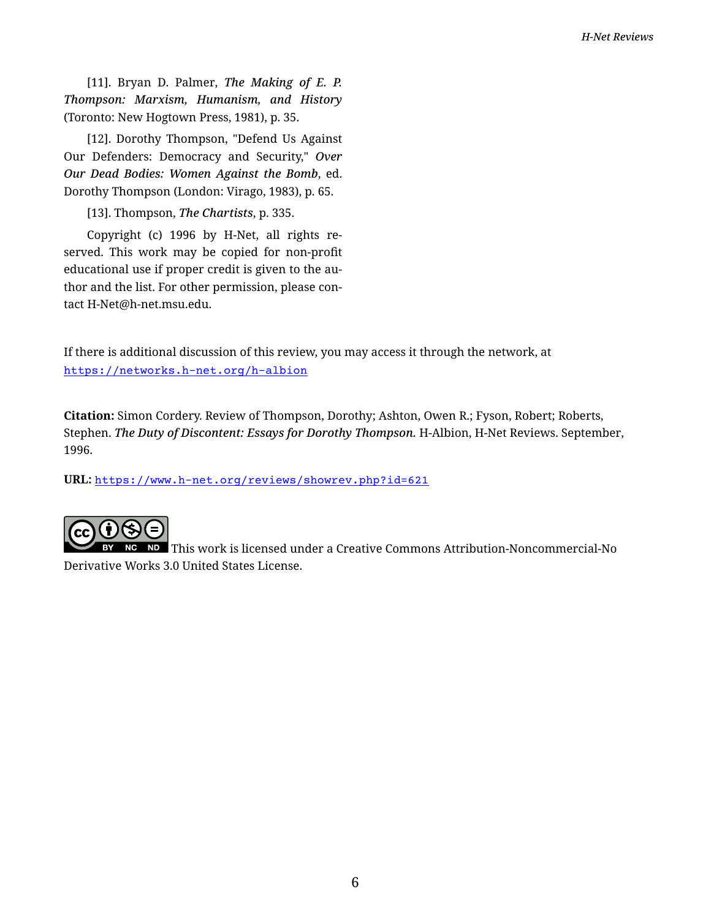[11]. Bryan D. Palmer, *The Making of E. P. Thompson: Marxism, Humanism, and History* (Toronto: New Hogtown Press, 1981), p. 35.

[12]. Dorothy Thompson, "Defend Us Against Our Defenders: Democracy and Security," *Over Our Dead Bodies: Women Against the Bomb*, ed. Dorothy Thompson (London: Virago, 1983), p. 65.

[13]. Thompson, *The Chartists*, p. 335.

Copyright (c) 1996 by H-Net, all rights reserved. This work may be copied for non-profit educational use if proper credit is given to the author and the list. For other permission, please contact H-Net@h-net.msu.edu.

If there is additional discussion of this review, you may access it through the network, at https://networks.h-net.org/h-albion

**Citation:** Simon Cordery. Review of Thompson, Dorothy; Ashton, Owen R.; Fyson, Robert; Roberts, Stephen. *The Duty of Discontent: Essays for Dorothy Thompson.* H-Albion, H-Net Reviews. September, 1996.

**URL:** https://www.h-net.org/reviews/showrev.php?id=621

This work is licensed under a Creative Commons Attribution-Noncommercial-No Derivative Works 3.0 United States License.